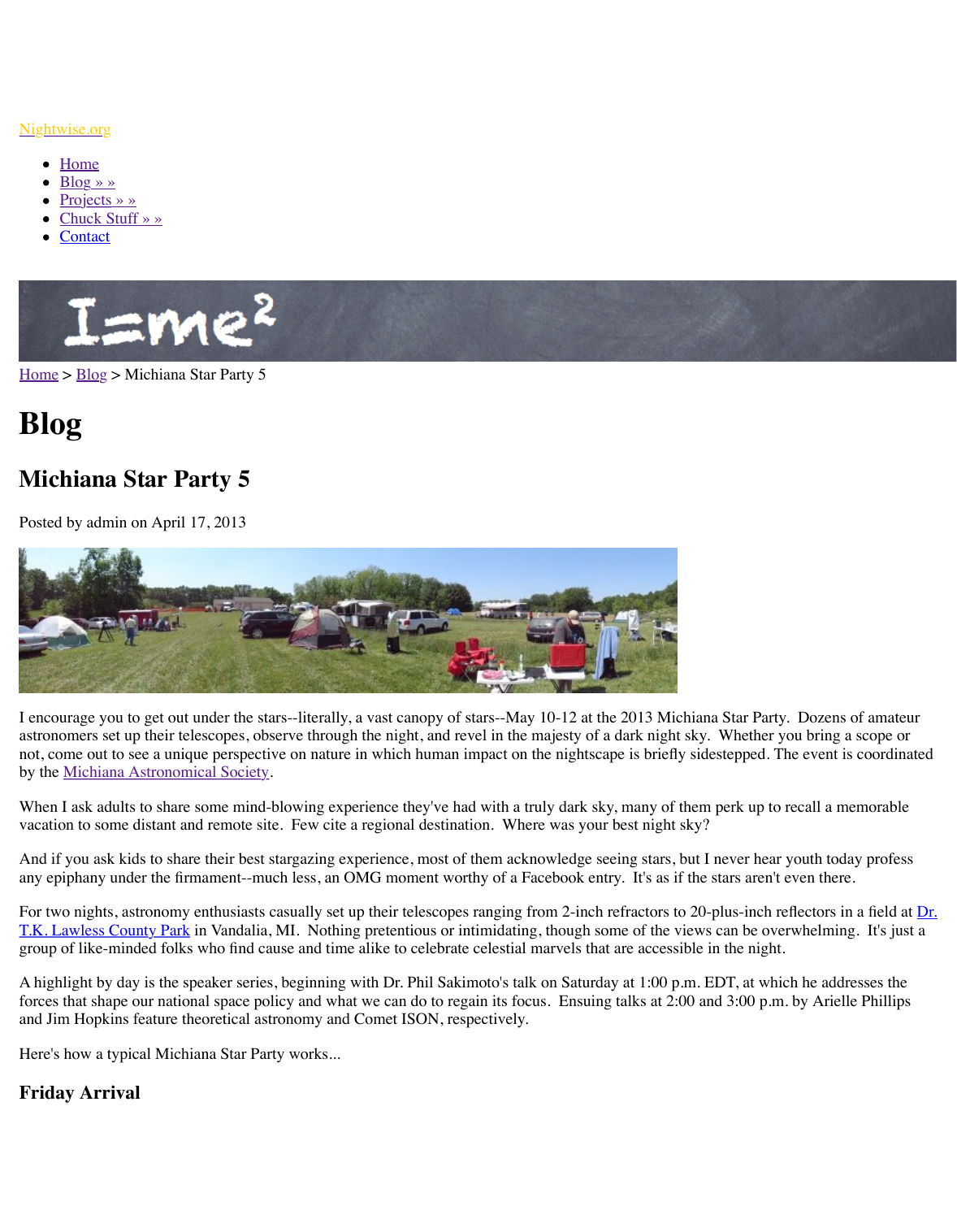Nightwise.org

- Home
- Blog » »
- Projects » »
- Chuck Stuff » »
- Contact

Home > Blog > Michiana Star Party 5

# Blog

## Michiana Star Party 5

Posted by admin on April 17, 2013

I encourage you to get out under the stars--literally, a vast canopy of stars--May 10-12 at the 2013 Michiana Star Party. Dozens of amateur astronomers set up their telescopes, observe through the night, and revel in the majesty of a dark night sky. Whether you bring a scope or not, come out to see a unique perspective on nature in which human impact on the nightscape is briefly sidestepped. The event is coordinated by the Michiana Astronomical Society.

When I ask adults to share some mind-blowing experience they've had with a truly dark sky, many of them perk up to recall a memorable vacation to some distant and remote site. Few cite a regional destination. Where was your best night sky?

And if you ask kids to share their best stargazing experience, most of them acknowledge seeing stars, but I never hear youth today profess any epiphany under the firmament--much less, an OMG moment worthy of a Facebook entry. It's as if the stars aren't even there.

For two nights, astronomy enthusiasts casually set up their telescopes ranging from 2-inch refractors to 20-plus-inch reflectors in a field at Dr. T.K. Lawless County Park in Vandalia, MI. Nothing pretentious or intimidating, though some of the views can be overwhelming. It's just a group of like-minded folks who find cause and time alike to celebrate celestial marvels that are accessible in the night.

A highlight by day is the speaker series, beginning with Dr. Phil Sakimoto's talk on Saturday at 1:00 p.m. EDT, at which he addresses the forces that shape our national space policy and what we can do to regain its focus. Ensuing talks at 2:00 and 3:00 p.m. by Arielle Phillips and Jim Hopkins feature theoretical astronomy and Comet ISON, respectively.

Here's how a typical Michiana Star Party works...

### Friday Arrival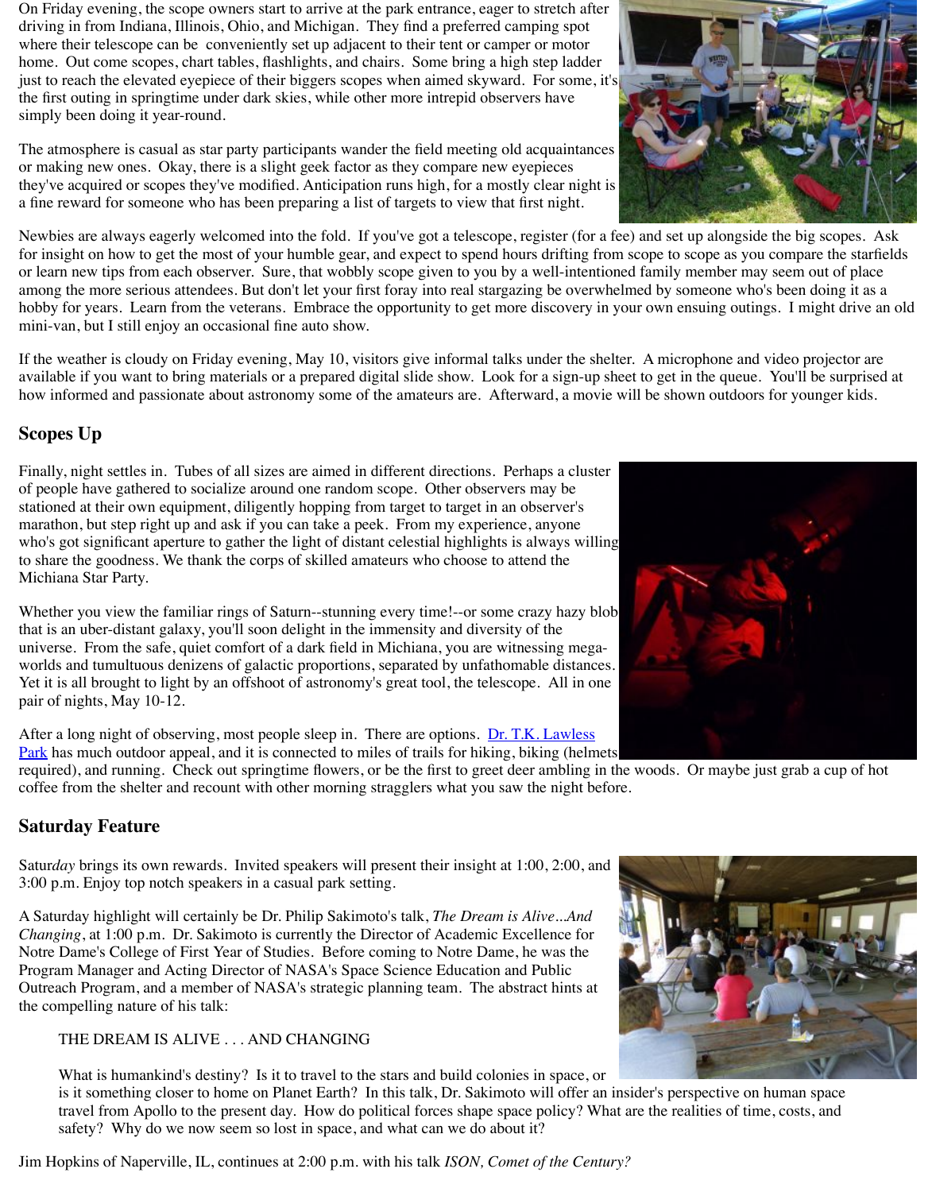On Friday evening, the scope owners start to arrive at the park entrance, eager to stretch after driving in from Indiana, Illinois, Ohio, and Michigan. They find a preferred camping spot where their telescope can be conveniently set up adjacent to their tent or camper or motor home. Out come scopes, chart tables, flashlights, and chairs. Some bring a high step ladder just to reach the elevated eyepiece of their biggers scopes when aimed skyward. For some, it's the first outing in springtime under dark skies, while other more intrepid observers have simply been doing it year-round.

The atmosphere is casual as star party participants wander the field meeting old acquaintances or making new ones. Okay, there is a slight geek factor as they compare new eyepieces they've acquired or scopes they've modified. Anticipation runs high, for a mostly clear night is a fine reward for someone who has been preparing a list of targets to view that first night.

Newbies are always eagerly welcomed into the fold. If you've got a telescope, register (for a fee) and set up alongside the big scopes. Ask for insight on how to get the most of your humble gear, and expect to spend hours drifting from scope to scope as you compare the starfields or learn new tips from each observer. Sure, that wobbly scope given to you by a well-intentioned family member may seem out of place among the more serious attendees. But don't let your first foray into real stargazing be overwhelmed by someone who's been doing it as a hobby for years. Learn from the veterans. Embrace the opportunity to get more discovery in your own ensuing outings. I might drive an old mini-van, but I still enjoy an occasional fine auto show.

If the weather is cloudy on Friday evening, May 10, visitors give informal talks under the shelter. A microphone and video projector are available if you want to bring materials or a prepared digital slide show. Look for a sign-up sheet to get in the queue. You'll be surprised at how informed and passionate about astronomy some of the amateurs are. Afterward, a movie will be shown outdoors for younger kids.

## Scopes Up

Finally, night settles in. Tubes of all sizes are aimed in different directions. Perhaps a cluster of people have gathered to socialize around one random scope. Other observers may be stationed at their own equipment, diligently hopping from target to target in an observer's marathon, but step right up and ask if you can take a peek. From my experience, anyone who's got significant aperture to gather the light of distant celestial highlights is always willing to share the goodness. We thank the corps of skilled amateurs who choose to attend the Michiana Star Party.

Whether you view the familiar rings of Saturn--stunning every time!--or some crazy hazy blob that is an uber-distant galaxy, you'll soon delight in the immensity and diversity of the universe. From the safe, quiet comfort of a dark field in Michiana, you are witnessing mega-worlds and tumultuous denizens of galactic proportions, separated by unfathomable distances. Yet it is all brought to light by an offshoot of astronomy's great tool, the telescope. All in one pair of nights, May 10-12.

After a long night of observing, most people sleep in. There are options. [Dr. T.K. Lawless Park] has much outdoor appeal, and it is connected to miles of trails for hiking, biking (helmets required), and running. Check out springtime flowers, or be the first to greet deer ambling in the woods. Or maybe just grab a cup of hot coffee from the shelter and recount with other morning stragglers what you saw the night before.

## Saturday Feature

Satur*day* brings its own rewards. Invited speakers will present their insight at 1:00, 2:00, and 3:00 p.m. Enjoy top notch speakers in a casual park setting.

A Saturday highlight will certainly be Dr. Philip Sakimoto's talk, *The Dream is Alive...And Changing*, at 1:00 p.m. Dr. Sakimoto is currently the Director of Academic Excellence for Notre Dame's College of First Year of Studies. Before coming to Notre Dame, he was the Program Manager and Acting Director of NASA's Space Science Education and Public Outreach Program, and a member of NASA's strategic planning team. The abstract hints at the compelling nature of his talk:

> THE DREAM IS ALIVE . . . AND CHANGING
>
> What is humankind's destiny? Is it to travel to the stars and build colonies in space, or is it something closer to home on Planet Earth? In this talk, Dr. Sakimoto will offer an insider's perspective on human space travel from Apollo to the present day. How do political forces shape space policy? What are the realities of time, costs, and safety? Why do we now seem so lost in space, and what can we do about it?

Jim Hopkins of Naperville, IL, continues at 2:00 p.m. with his talk *ISON, Comet of the Century?*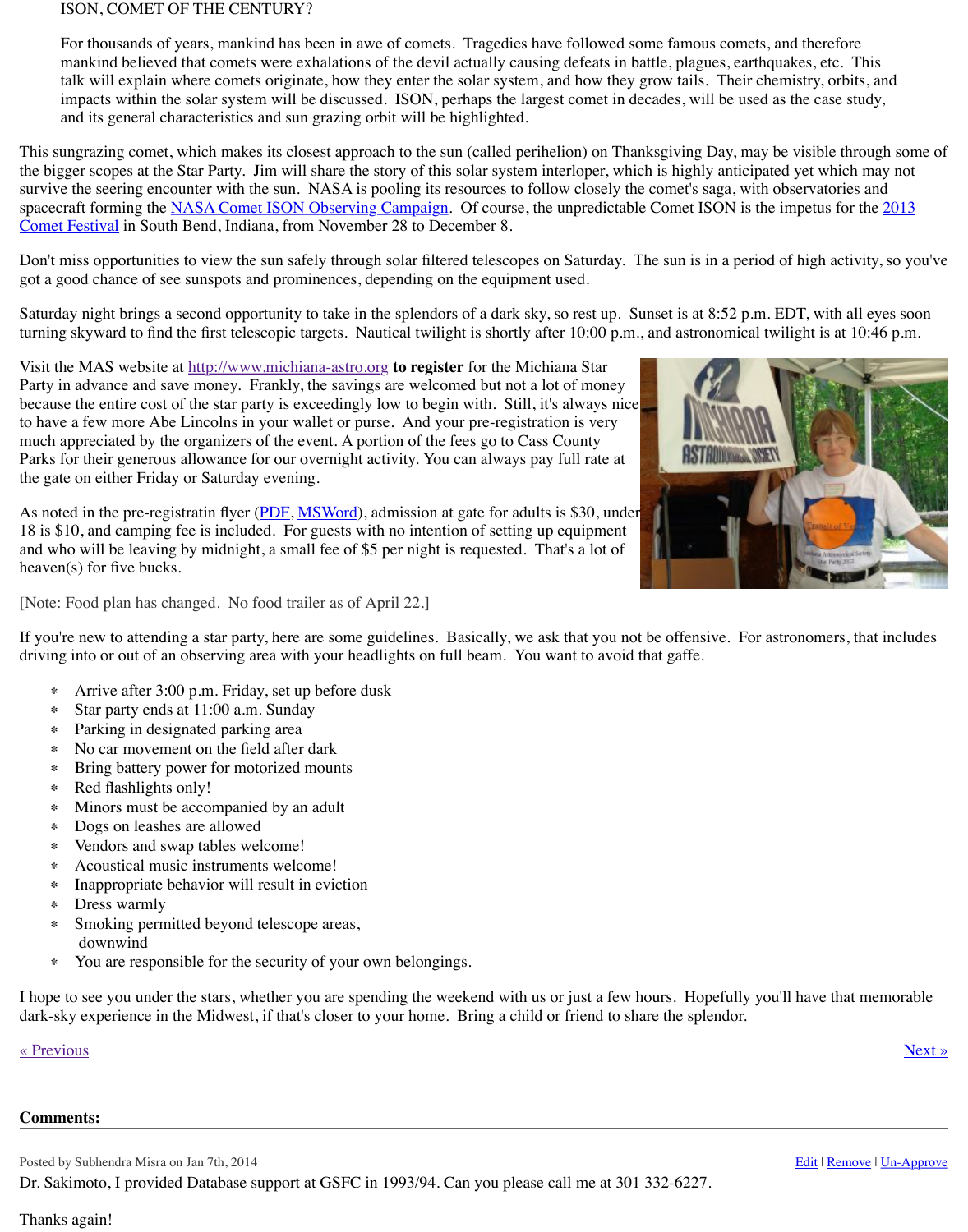ISON, COMET OF THE CENTURY?

For thousands of years, mankind has been in awe of comets. Tragedies have followed some famous comets, and therefore mankind believed that comets were exhalations of the devil actually causing defeats in battle, plagues, earthquakes, etc. This talk will explain where comets originate, how they enter the solar system, and how they grow tails. Their chemistry, orbits, and impacts within the solar system will be discussed. ISON, perhaps the largest comet in decades, will be used as the case study, and its general characteristics and sun grazing orbit will be highlighted.

This sungrazing comet, which makes its closest approach to the sun (called perihelion) on Thanksgiving Day, may be visible through some of the bigger scopes at the Star Party. Jim will share the story of this solar system interloper, which is highly anticipated yet which may not survive the seering encounter with the sun. NASA is pooling its resources to follow closely the comet's saga, with observatories and spacecraft forming the [NASA Comet ISON Observing Campaign](). Of course, the unpredictable Comet ISON is the impetus for the [2013 Comet Festival]() in South Bend, Indiana, from November 28 to December 8.

Don't miss opportunities to view the sun safely through solar filtered telescopes on Saturday. The sun is in a period of high activity, so you've got a good chance of see sunspots and prominences, depending on the equipment used.

Saturday night brings a second opportunity to take in the splendors of a dark sky, so rest up. Sunset is at 8:52 p.m. EDT, with all eyes soon turning skyward to find the first telescopic targets. Nautical twilight is shortly after 10:00 p.m., and astronomical twilight is at 10:46 p.m.

Visit the MAS website at [http://www.michiana-astro.org]() **to register** for the Michiana Star Party in advance and save money. Frankly, the savings are welcomed but not a lot of money because the entire cost of the star party is exceedingly low to begin with. Still, it's always nice to have a few more Abe Lincolns in your wallet or purse. And your pre-registration is very much appreciated by the organizers of the event. A portion of the fees go to Cass County Parks for their generous allowance for our overnight activity. You can always pay full rate at the gate on either Friday or Saturday evening.

As noted in the pre-registratin flyer ([PDF](), [MSWord]()), admission at gate for adults is $30, under 18 is $10, and camping fee is included. For guests with no intention of setting up equipment and who will be leaving by midnight, a small fee of $5 per night is requested. That's a lot of heaven(s) for five bucks.

[Note: Food plan has changed. No food trailer as of April 22.]

If you're new to attending a star party, here are some guidelines. Basically, we ask that you not be offensive. For astronomers, that includes driving into or out of an observing area with your headlights on full beam. You want to avoid that gaffe.

- Arrive after 3:00 p.m. Friday, set up before dusk
- Star party ends at 11:00 a.m. Sunday
- Parking in designated parking area
- No car movement on the field after dark
- Bring battery power for motorized mounts
- Red flashlights only!
- Minors must be accompanied by an adult
- Dogs on leashes are allowed
- Vendors and swap tables welcome!
- Acoustical music instruments welcome!
- Inappropriate behavior will result in eviction
- Dress warmly
- Smoking permitted beyond telescope areas, downwind
- You are responsible for the security of your own belongings.

I hope to see you under the stars, whether you are spending the weekend with us or just a few hours. Hopefully you'll have that memorable dark-sky experience in the Midwest, if that's closer to your home. Bring a child or friend to share the splendor.

[« Previous]() [Next »]()

**Comments:**

Posted by Subhendra Misra on Jan 7th, 2014 [Edit]() | [Remove]() | [Un-Approve]()

Dr. Sakimoto, I provided Database support at GSFC in 1993/94. Can you please call me at 301 332-6227.

Thanks again!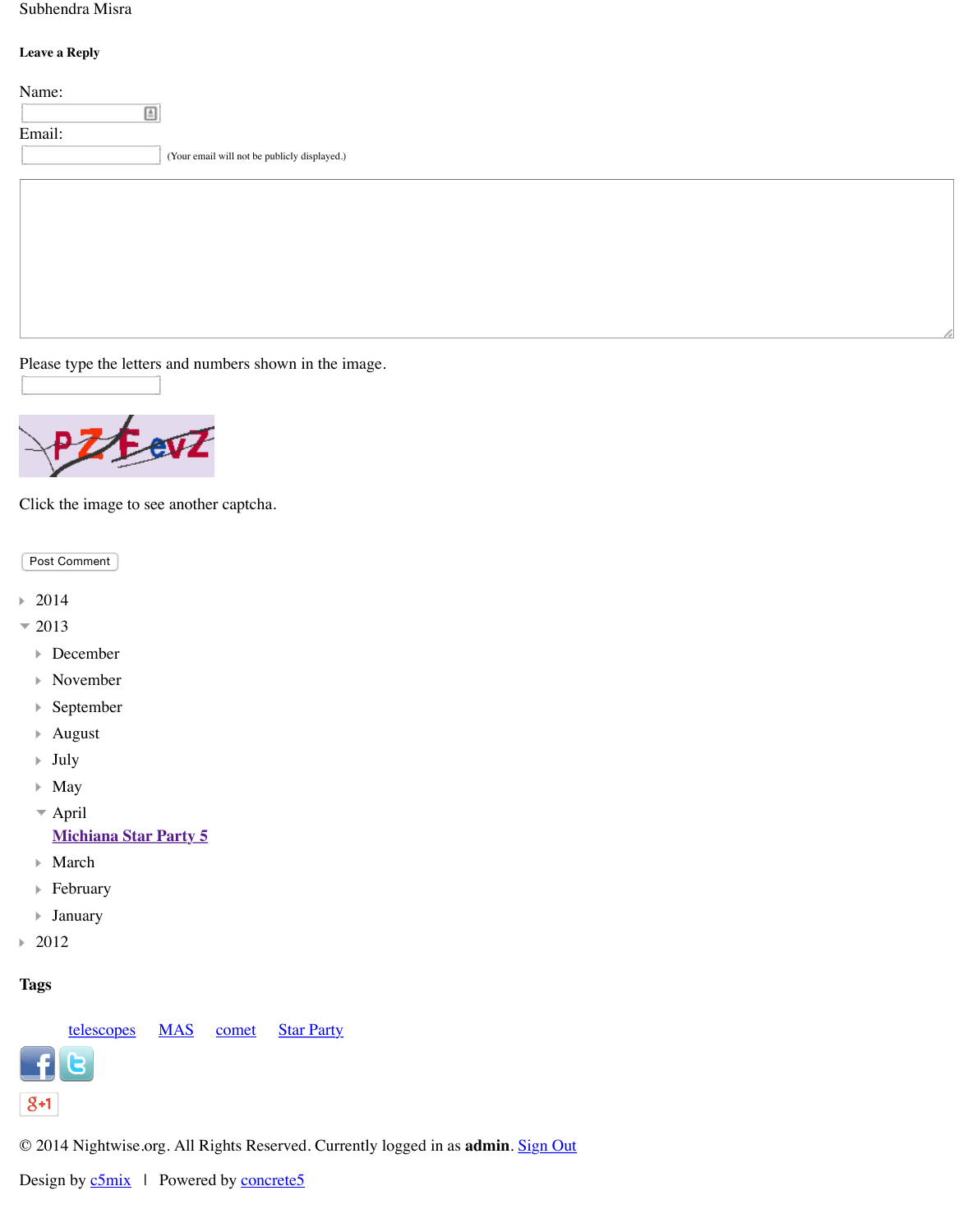Subhendra Misra

#### Leave a Reply

Name:

Email:

(Your email will not be publicly displayed.)

Please type the letters and numbers shown in the image.

Click the image to see another captcha.

Post Comment

- 2014
- 2013
  - December
  - November
  - September
  - August
  - July
  - May
  - April
    - Michiana Star Party 5
  - March
  - February
  - January
- 2012

### Tags

telescopes MAS comet Star Party

© 2014 Nightwise.org. All Rights Reserved. Currently logged in as **admin**. Sign Out

Design by c5mix | Powered by concrete5